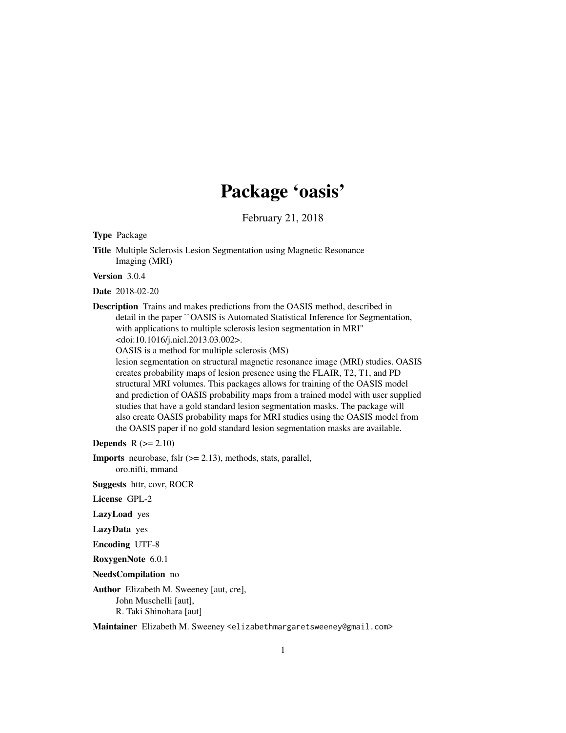# Package 'oasis'

February 21, 2018

**Type** Package

**Title** Multiple Sclerosis Lesion Segmentation using Magnetic Resonance Imaging (MRI)

**Version** 3.0.4

**Date** 2018-02-20

**Description** Trains and makes predictions from the OASIS method, described in detail in the paper ``OASIS is Automated Statistical Inference for Segmentation, with applications to multiple sclerosis lesion segmentation in MRI'' <doi:10.1016/j.nicl.2013.03.002>.
OASIS is a method for multiple sclerosis (MS) lesion segmentation on structural magnetic resonance image (MRI) studies. OASIS creates probability maps of lesion presence using the FLAIR, T2, T1, and PD structural MRI volumes. This packages allows for training of the OASIS model and prediction of OASIS probability maps from a trained model with user supplied studies that have a gold standard lesion segmentation masks. The package will also create OASIS probability maps for MRI studies using the OASIS model from the OASIS paper if no gold standard lesion segmentation masks are available.

**Depends** R (>= 2.10)

**Imports** neurobase, fslr (>= 2.13), methods, stats, parallel, oro.nifti, mmand

**Suggests** httr, covr, ROCR

**License** GPL-2

**LazyLoad** yes

**LazyData** yes

**Encoding** UTF-8

**RoxygenNote** 6.0.1

**NeedsCompilation** no

**Author** Elizabeth M. Sweeney [aut, cre],
John Muschelli [aut],
R. Taki Shinohara [aut]

**Maintainer** Elizabeth M. Sweeney <elizabethmargaretsweeney@gmail.com>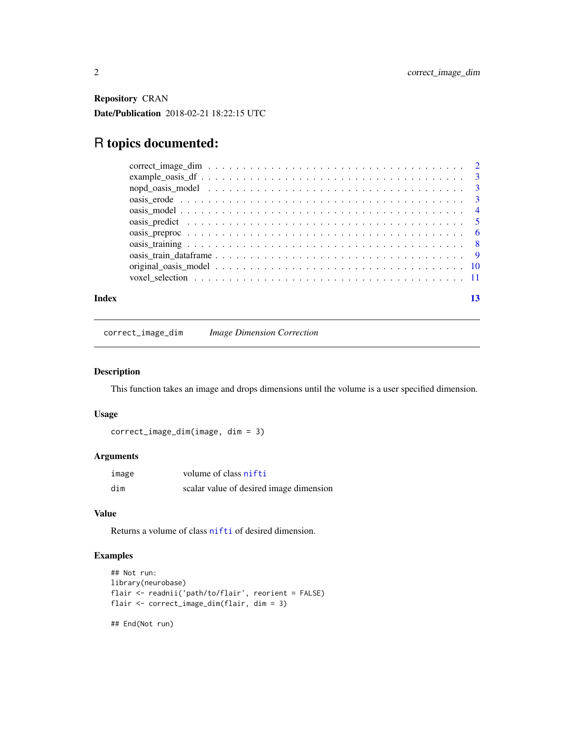**Repository** CRAN

**Date/Publication** 2018-02-21 18:22:15 UTC

# R topics documented:

- correct_image_dim . . . . . . . . . . . . . . . . . . . . . . . . . . . . . . . . . . . . 2
- example_oasis_df . . . . . . . . . . . . . . . . . . . . . . . . . . . . . . . . . . . . 3
- nopd_oasis_model . . . . . . . . . . . . . . . . . . . . . . . . . . . . . . . . . . . . 3
- oasis_erode . . . . . . . . . . . . . . . . . . . . . . . . . . . . . . . . . . . . 3
- oasis_model . . . . . . . . . . . . . . . . . . . . . . . . . . . . . . . . . . . . 4
- oasis_predict . . . . . . . . . . . . . . . . . . . . . . . . . . . . . . . . . . . . 5
- oasis_preproc . . . . . . . . . . . . . . . . . . . . . . . . . . . . . . . . . . . . 6
- oasis_training . . . . . . . . . . . . . . . . . . . . . . . . . . . . . . . . . . . . 8
- oasis_train_dataframe . . . . . . . . . . . . . . . . . . . . . . . . . . . . . . . . . . . . 9
- original_oasis_model . . . . . . . . . . . . . . . . . . . . . . . . . . . . . . . . . . . . 10
- voxel_selection . . . . . . . . . . . . . . . . . . . . . . . . . . . . . . . . . . . . 11

**Index** 13

---

`correct_image_dim` *Image Dimension Correction*

---

### Description

This function takes an image and drops dimensions until the volume is a user specified dimension.

### Usage

```
correct_image_dim(image, dim = 3)
```

### Arguments

| | |
|---|---|
| image | volume of class nifti |
| dim | scalar value of desired image dimension |

### Value

Returns a volume of class nifti of desired dimension.

### Examples

```
## Not run:
library(neurobase)
flair <- readnii('path/to/flair', reorient = FALSE)
flair <- correct_image_dim(flair, dim = 3)

## End(Not run)
```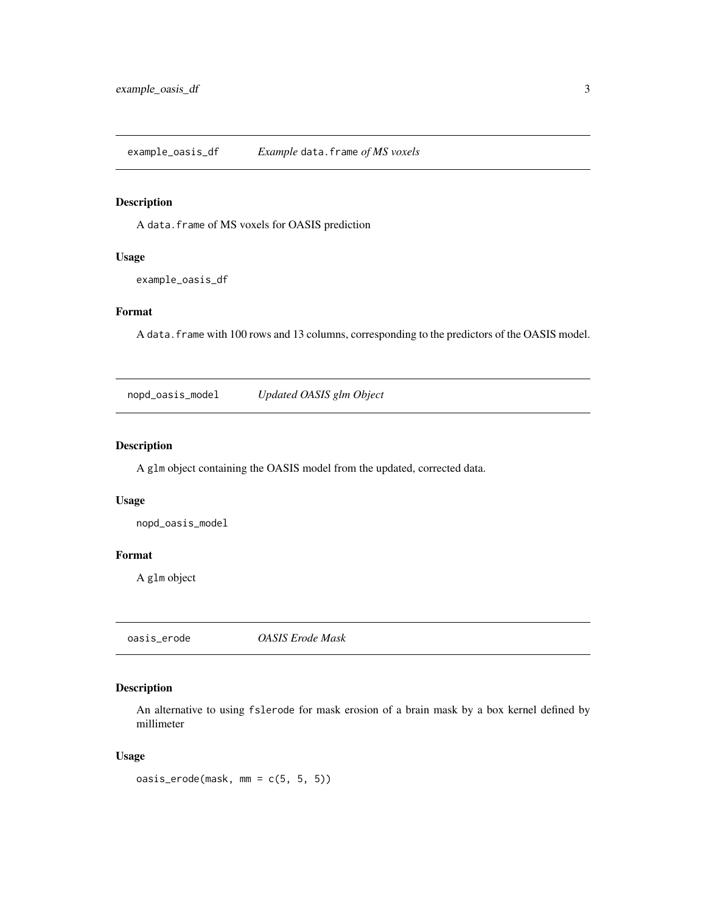## example_oasis_df — *Example* `data.frame` *of MS voxels*

### Description

A `data.frame` of MS voxels for OASIS prediction

### Usage

```
example_oasis_df
```

### Format

A `data.frame` with 100 rows and 13 columns, corresponding to the predictors of the OASIS model.

## nopd_oasis_model — *Updated OASIS glm Object*

### Description

A `glm` object containing the OASIS model from the updated, corrected data.

### Usage

```
nopd_oasis_model
```

### Format

A `glm` object

## oasis_erode — *OASIS Erode Mask*

### Description

An alternative to using `fslerode` for mask erosion of a brain mask by a box kernel defined by millimeter

### Usage

```
oasis_erode(mask, mm = c(5, 5, 5))
```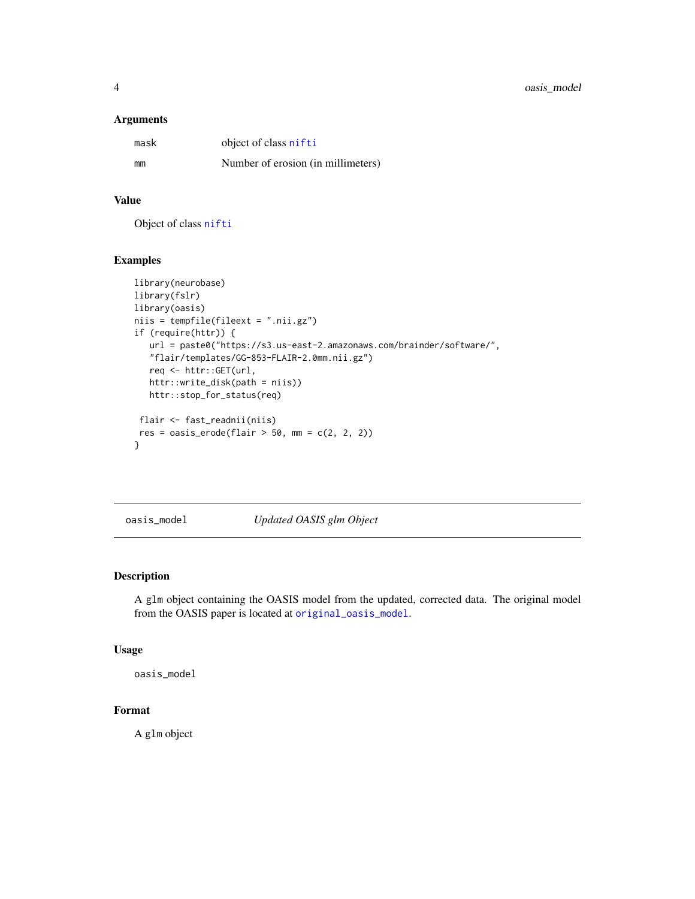### Arguments

| | |
|---|---|
| mask | object of class nifti |
| mm | Number of erosion (in millimeters) |

### Value

Object of class nifti

### Examples

```
library(neurobase)
library(fslr)
library(oasis)
niis = tempfile(fileext = ".nii.gz")
if (require(httr)) {
   url = paste0("https://s3.us-east-2.amazonaws.com/brainder/software/",
   "flair/templates/GG-853-FLAIR-2.0mm.nii.gz")
   req <- httr::GET(url,
   httr::write_disk(path = niis))
   httr::stop_for_status(req)

 flair <- fast_readnii(niis)
 res = oasis_erode(flair > 50, mm = c(2, 2, 2))
}
```

---

## oasis_model — *Updated OASIS glm Object*

---

### Description

A glm object containing the OASIS model from the updated, corrected data. The original model from the OASIS paper is located at original_oasis_model.

### Usage

```
oasis_model
```

### Format

A glm object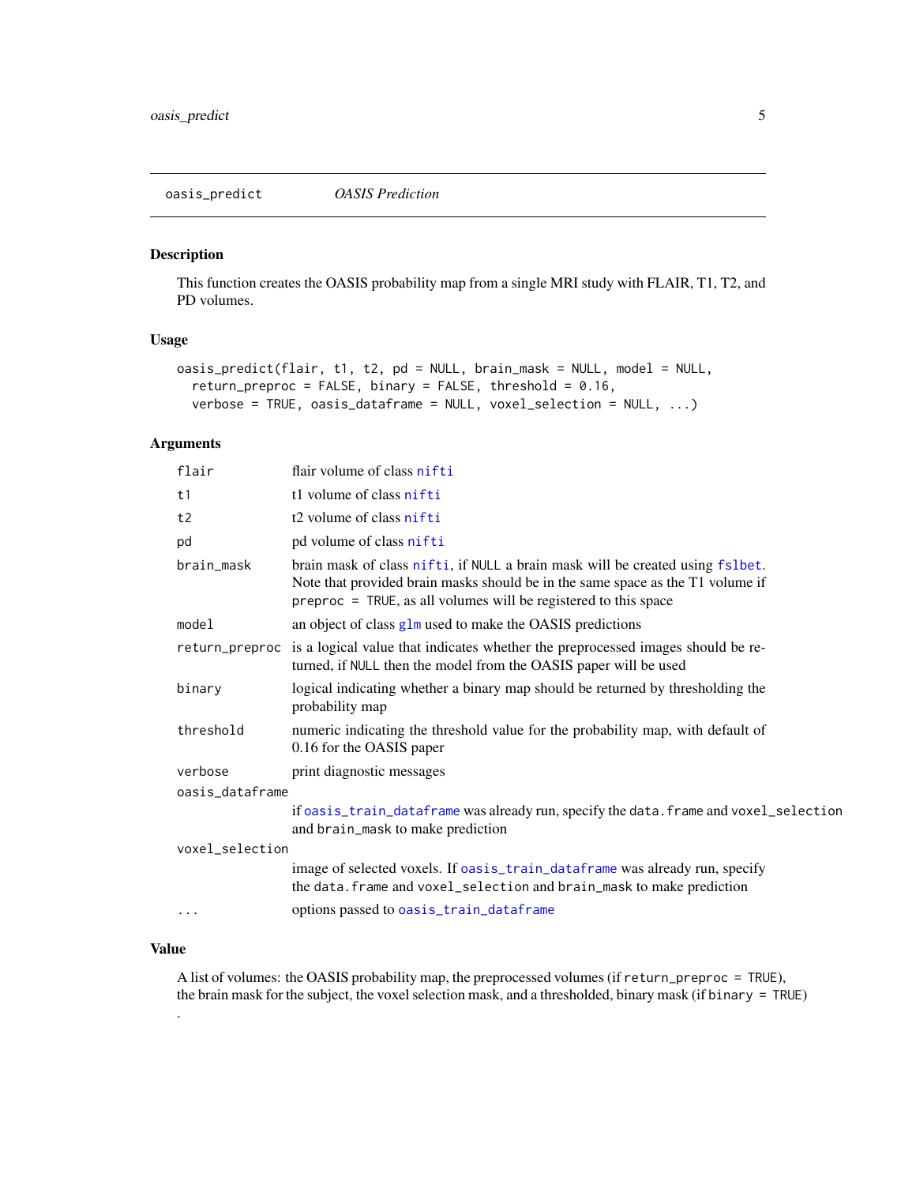## oasis_predict — *OASIS Prediction*

### Description

This function creates the OASIS probability map from a single MRI study with FLAIR, T1, T2, and PD volumes.

### Usage

```
oasis_predict(flair, t1, t2, pd = NULL, brain_mask = NULL, model = NULL,
  return_preproc = FALSE, binary = FALSE, threshold = 0.16,
  verbose = TRUE, oasis_dataframe = NULL, voxel_selection = NULL, ...)
```

### Arguments

| Argument | Description |
|---|---|
| `flair` | flair volume of class `nifti` |
| `t1` | t1 volume of class `nifti` |
| `t2` | t2 volume of class `nifti` |
| `pd` | pd volume of class `nifti` |
| `brain_mask` | brain mask of class `nifti`, if `NULL` a brain mask will be created using `fslbet`. Note that provided brain masks should be in the same space as the T1 volume if `preproc = TRUE`, as all volumes will be registered to this space |
| `model` | an object of class `glm` used to make the OASIS predictions |
| `return_preproc` | is a logical value that indicates whether the preprocessed images should be returned, if `NULL` then the model from the OASIS paper will be used |
| `binary` | logical indicating whether a binary map should be returned by thresholding the probability map |
| `threshold` | numeric indicating the threshold value for the probability map, with default of 0.16 for the OASIS paper |
| `verbose` | print diagnostic messages |
| `oasis_dataframe` | if `oasis_train_dataframe` was already run, specify the `data.frame` and `voxel_selection` and `brain_mask` to make prediction |
| `voxel_selection` | image of selected voxels. If `oasis_train_dataframe` was already run, specify the `data.frame` and `voxel_selection` and `brain_mask` to make prediction |
| `...` | options passed to `oasis_train_dataframe` |

### Value

A list of volumes: the OASIS probability map, the preprocessed volumes (if `return_preproc = TRUE`), the brain mask for the subject, the voxel selection mask, and a thresholded, binary mask (if `binary = TRUE`) .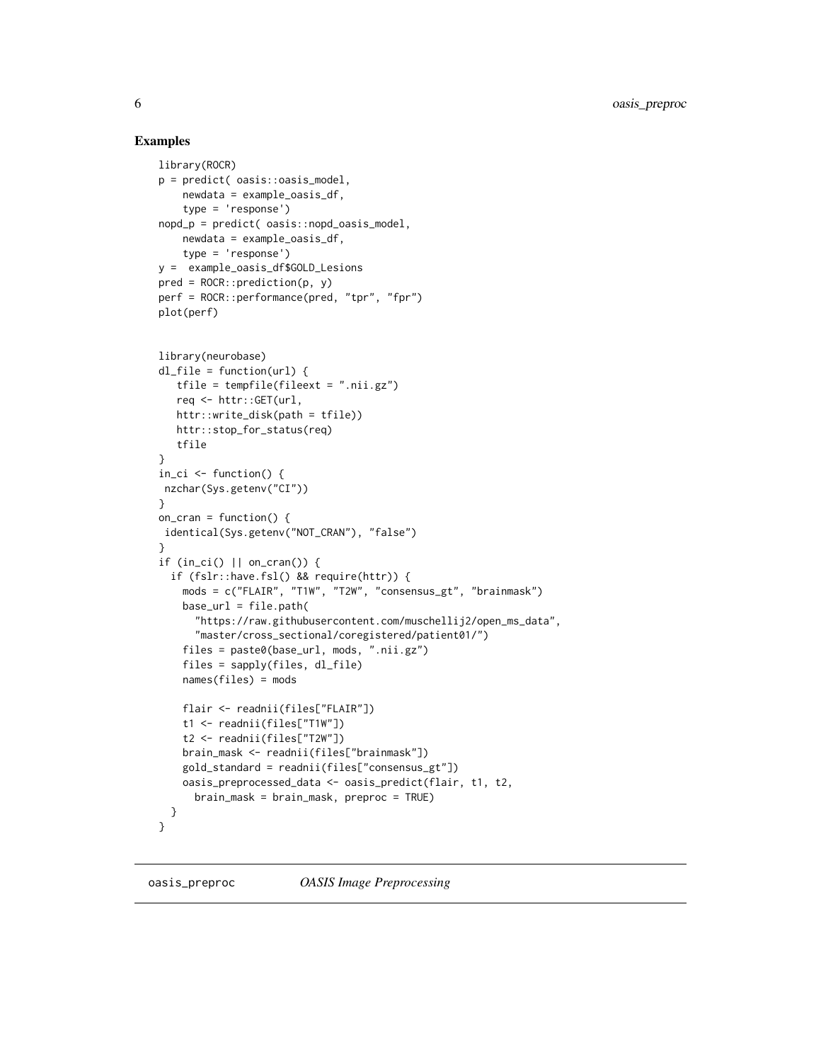## Examples

```
library(ROCR)
p = predict( oasis::oasis_model,
    newdata = example_oasis_df,
    type = 'response')
nopd_p = predict( oasis::nopd_oasis_model,
    newdata = example_oasis_df,
    type = 'response')
y =  example_oasis_df$GOLD_Lesions
pred = ROCR::prediction(p, y)
perf = ROCR::performance(pred, "tpr", "fpr")
plot(perf)


library(neurobase)
dl_file = function(url) {
   tfile = tempfile(fileext = ".nii.gz")
   req <- httr::GET(url,
   httr::write_disk(path = tfile))
   httr::stop_for_status(req)
   tfile
}
in_ci <- function() {
 nzchar(Sys.getenv("CI"))
}
on_cran = function() {
 identical(Sys.getenv("NOT_CRAN"), "false")
}
if (in_ci() || on_cran()) {
  if (fslr::have.fsl() && require(httr)) {
    mods = c("FLAIR", "T1W", "T2W", "consensus_gt", "brainmask")
    base_url = file.path(
      "https://raw.githubusercontent.com/muschellij2/open_ms_data",
      "master/cross_sectional/coregistered/patient01/")
    files = paste0(base_url, mods, ".nii.gz")
    files = sapply(files, dl_file)
    names(files) = mods

    flair <- readnii(files["FLAIR"])
    t1 <- readnii(files["T1W"])
    t2 <- readnii(files["T2W"])
    brain_mask <- readnii(files["brainmask"])
    gold_standard = readnii(files["consensus_gt"])
    oasis_preprocessed_data <- oasis_predict(flair, t1, t2,
      brain_mask = brain_mask, preproc = TRUE)
  }
}
```

---

`oasis_preproc` *OASIS Image Preprocessing*

---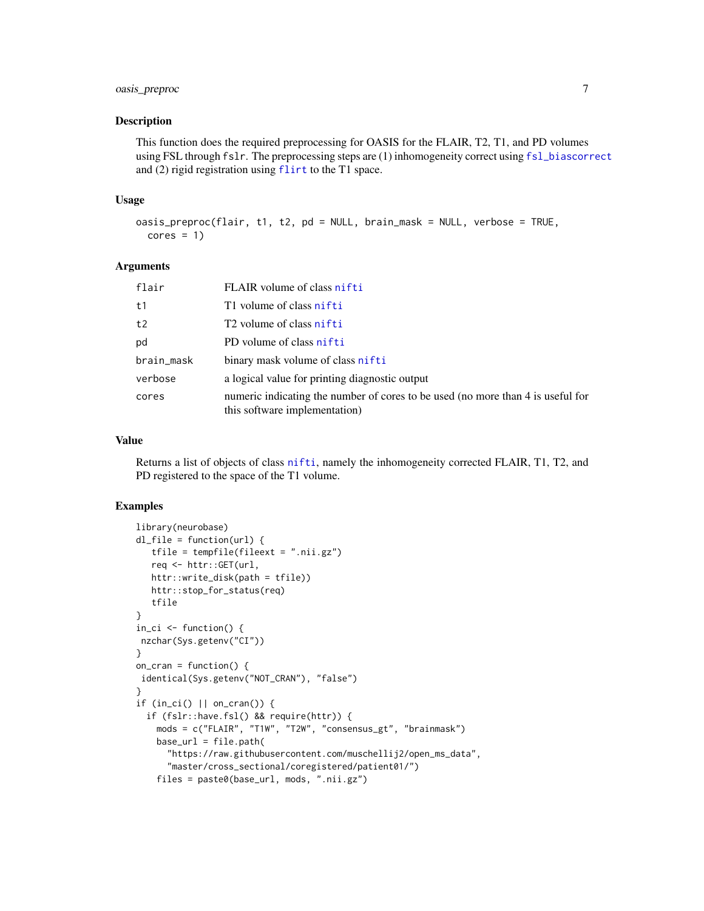## Description

This function does the required preprocessing for OASIS for the FLAIR, T2, T1, and PD volumes using FSL through `fslr`. The preprocessing steps are (1) inhomogeneity correct using `fsl_biascorrect` and (2) rigid registration using `flirt` to the T1 space.

## Usage

```
oasis_preproc(flair, t1, t2, pd = NULL, brain_mask = NULL, verbose = TRUE,
  cores = 1)
```

## Arguments

| | |
|---|---|
| `flair` | FLAIR volume of class `nifti` |
| `t1` | T1 volume of class `nifti` |
| `t2` | T2 volume of class `nifti` |
| `pd` | PD volume of class `nifti` |
| `brain_mask` | binary mask volume of class `nifti` |
| `verbose` | a logical value for printing diagnostic output |
| `cores` | numeric indicating the number of cores to be used (no more than 4 is useful for this software implementation) |

## Value

Returns a list of objects of class `nifti`, namely the inhomogeneity corrected FLAIR, T1, T2, and PD registered to the space of the T1 volume.

## Examples

```
library(neurobase)
dl_file = function(url) {
   tfile = tempfile(fileext = ".nii.gz")
   req <- httr::GET(url,
   httr::write_disk(path = tfile))
   httr::stop_for_status(req)
   tfile
}
in_ci <- function() {
 nzchar(Sys.getenv("CI"))
}
on_cran = function() {
 identical(Sys.getenv("NOT_CRAN"), "false")
}
if (in_ci() || on_cran()) {
  if (fslr::have.fsl() && require(httr)) {
    mods = c("FLAIR", "T1W", "T2W", "consensus_gt", "brainmask")
    base_url = file.path(
      "https://raw.githubusercontent.com/muschellij2/open_ms_data",
      "master/cross_sectional/coregistered/patient01/")
    files = paste0(base_url, mods, ".nii.gz")
```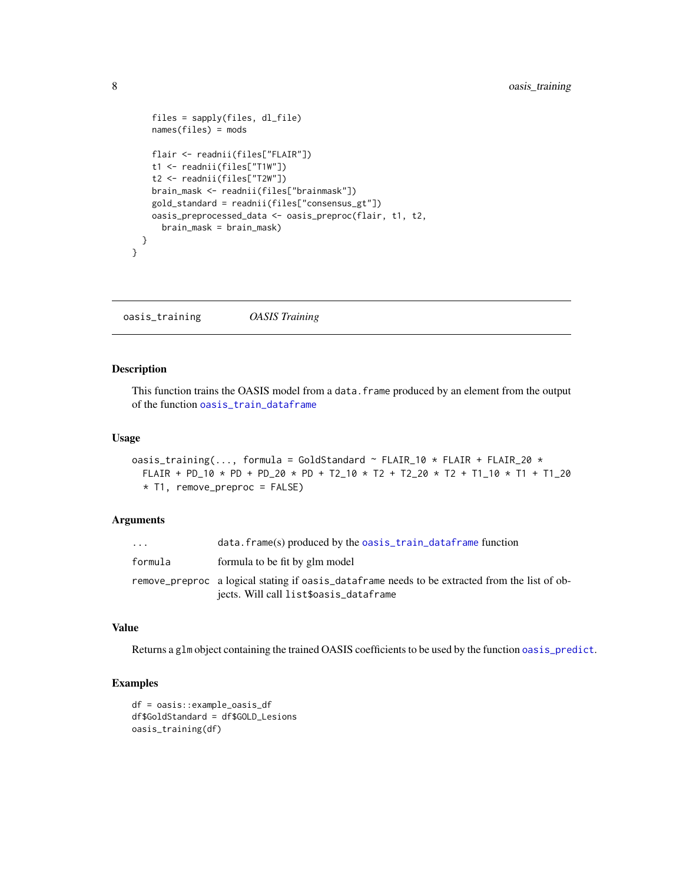```
    files = sapply(files, dl_file)
    names(files) = mods

    flair <- readnii(files["FLAIR"])
    t1 <- readnii(files["T1W"])
    t2 <- readnii(files["T2W"])
    brain_mask <- readnii(files["brainmask"])
    gold_standard = readnii(files["consensus_gt"])
    oasis_preprocessed_data <- oasis_preproc(flair, t1, t2,
      brain_mask = brain_mask)
  }
}
```

## oasis_training *OASIS Training*

### Description

This function trains the OASIS model from a `data.frame` produced by an element from the output of the function `oasis_train_dataframe`

### Usage

```
oasis_training(..., formula = GoldStandard ~ FLAIR_10 * FLAIR + FLAIR_20 *
  FLAIR + PD_10 * PD + PD_20 * PD + T2_10 * T2 + T2_20 * T2 + T1_10 * T1 + T1_20
  * T1, remove_preproc = FALSE)
```

### Arguments

| | |
|---|---|
| `...` | `data.frame(s)` produced by the `oasis_train_dataframe` function |
| `formula` | formula to be fit by glm model |
| `remove_preproc` | a logical stating if `oasis_dataframe` needs to be extracted from the list of objects. Will call `list$oasis_dataframe` |

### Value

Returns a `glm` object containing the trained OASIS coefficients to be used by the function `oasis_predict`.

### Examples

```
df = oasis::example_oasis_df
df$GoldStandard = df$GOLD_Lesions
oasis_training(df)
```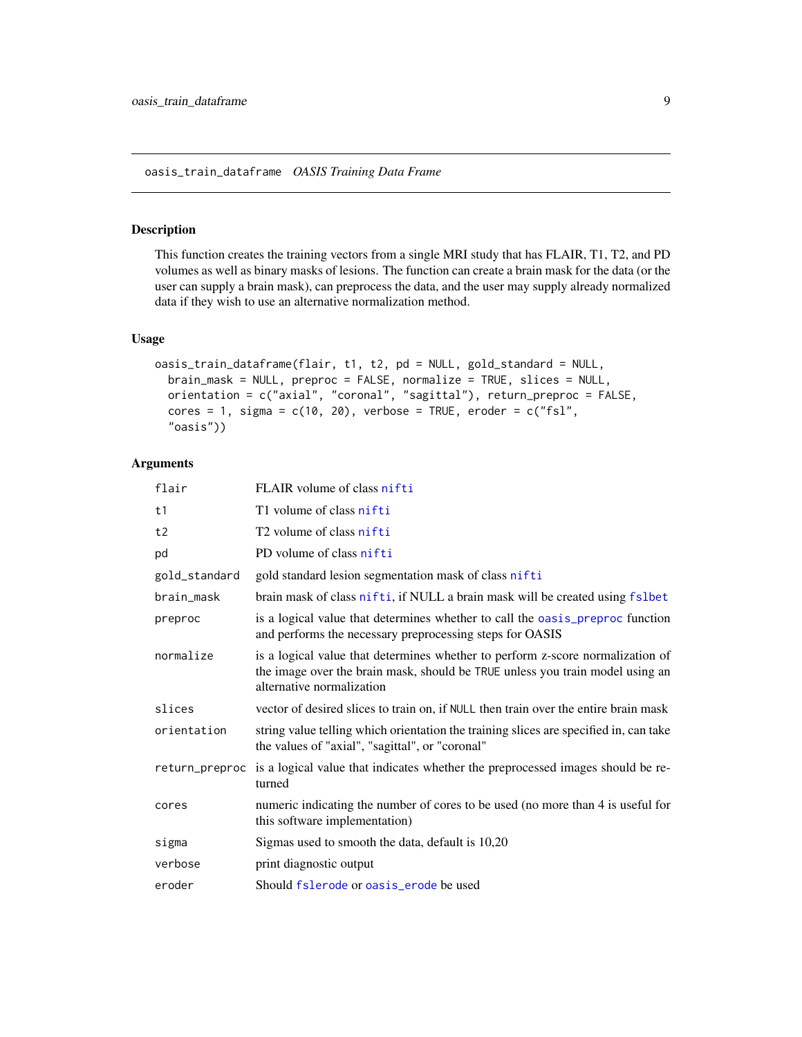## oasis_train_dataframe *OASIS Training Data Frame*

### Description

This function creates the training vectors from a single MRI study that has FLAIR, T1, T2, and PD volumes as well as binary masks of lesions. The function can create a brain mask for the data (or the user can supply a brain mask), can preprocess the data, and the user may supply already normalized data if they wish to use an alternative normalization method.

### Usage

```
oasis_train_dataframe(flair, t1, t2, pd = NULL, gold_standard = NULL,
  brain_mask = NULL, preproc = FALSE, normalize = TRUE, slices = NULL,
  orientation = c("axial", "coronal", "sagittal"), return_preproc = FALSE,
  cores = 1, sigma = c(10, 20), verbose = TRUE, eroder = c("fsl",
  "oasis"))
```

### Arguments

| | |
|---|---|
| `flair` | FLAIR volume of class `nifti` |
| `t1` | T1 volume of class `nifti` |
| `t2` | T2 volume of class `nifti` |
| `pd` | PD volume of class `nifti` |
| `gold_standard` | gold standard lesion segmentation mask of class `nifti` |
| `brain_mask` | brain mask of class `nifti`, if NULL a brain mask will be created using `fslbet` |
| `preproc` | is a logical value that determines whether to call the `oasis_preproc` function and performs the necessary preprocessing steps for OASIS |
| `normalize` | is a logical value that determines whether to perform z-score normalization of the image over the brain mask, should be `TRUE` unless you train model using an alternative normalization |
| `slices` | vector of desired slices to train on, if `NULL` then train over the entire brain mask |
| `orientation` | string value telling which orientation the training slices are specified in, can take the values of "axial", "sagittal", or "coronal" |
| `return_preproc` | is a logical value that indicates whether the preprocessed images should be returned |
| `cores` | numeric indicating the number of cores to be used (no more than 4 is useful for this software implementation) |
| `sigma` | Sigmas used to smooth the data, default is 10,20 |
| `verbose` | print diagnostic output |
| `eroder` | Should `fslerode` or `oasis_erode` be used |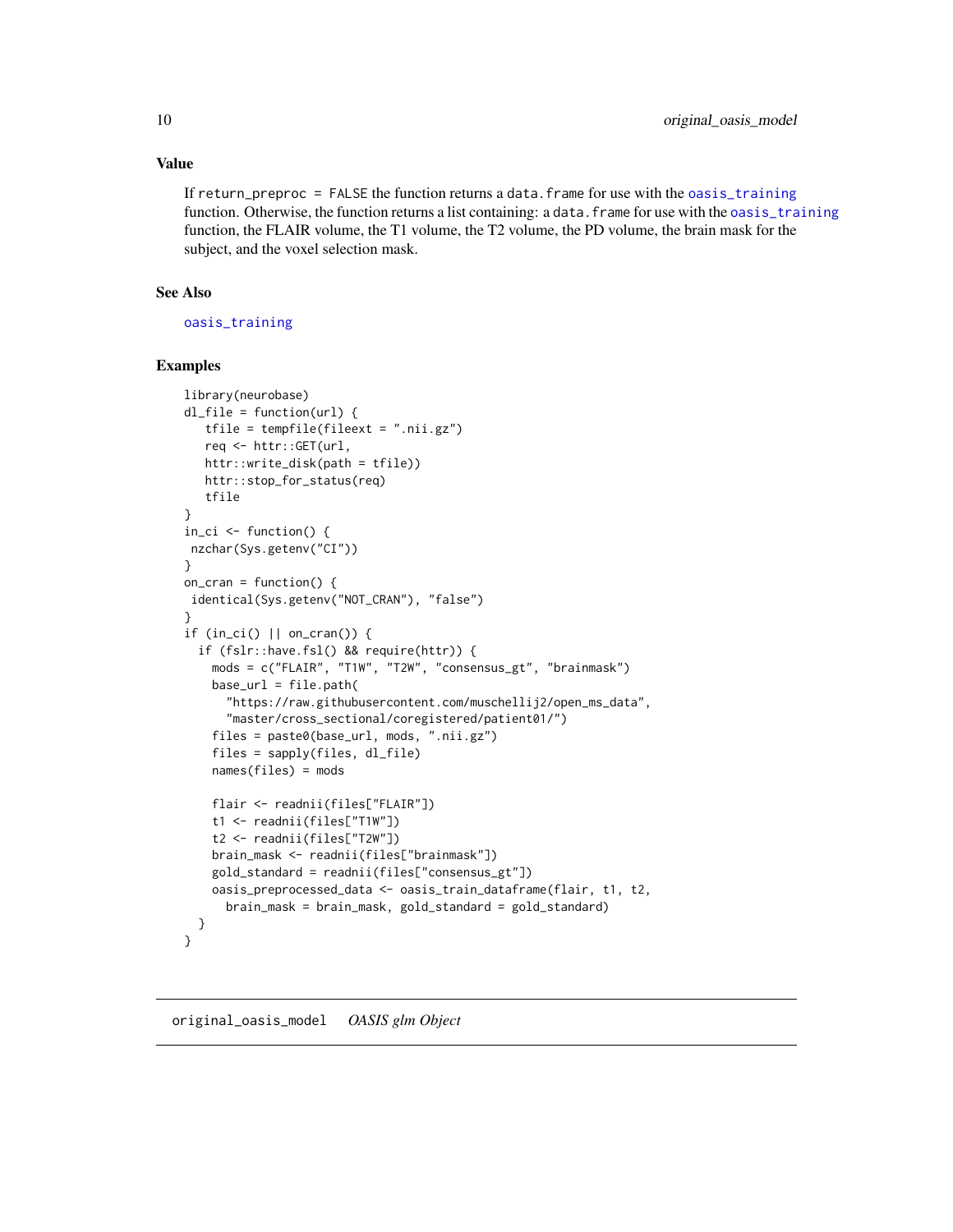## Value

If `return_preproc = FALSE` the function returns a `data.frame` for use with the `oasis_training` function. Otherwise, the function returns a list containing: a `data.frame` for use with the `oasis_training` function, the FLAIR volume, the T1 volume, the T2 volume, the PD volume, the brain mask for the subject, and the voxel selection mask.

## See Also

`oasis_training`

## Examples

```
library(neurobase)
dl_file = function(url) {
   tfile = tempfile(fileext = ".nii.gz")
   req <- httr::GET(url,
   httr::write_disk(path = tfile))
   httr::stop_for_status(req)
   tfile
}
in_ci <- function() {
 nzchar(Sys.getenv("CI"))
}
on_cran = function() {
 identical(Sys.getenv("NOT_CRAN"), "false")
}
if (in_ci() || on_cran()) {
  if (fslr::have.fsl() && require(httr)) {
    mods = c("FLAIR", "T1W", "T2W", "consensus_gt", "brainmask")
    base_url = file.path(
      "https://raw.githubusercontent.com/muschellij2/open_ms_data",
      "master/cross_sectional/coregistered/patient01/")
    files = paste0(base_url, mods, ".nii.gz")
    files = sapply(files, dl_file)
    names(files) = mods

    flair <- readnii(files["FLAIR"])
    t1 <- readnii(files["T1W"])
    t2 <- readnii(files["T2W"])
    brain_mask <- readnii(files["brainmask"])
    gold_standard = readnii(files["consensus_gt"])
    oasis_preprocessed_data <- oasis_train_dataframe(flair, t1, t2,
      brain_mask = brain_mask, gold_standard = gold_standard)
  }
}
```

---

# original_oasis_model    *OASIS glm Object*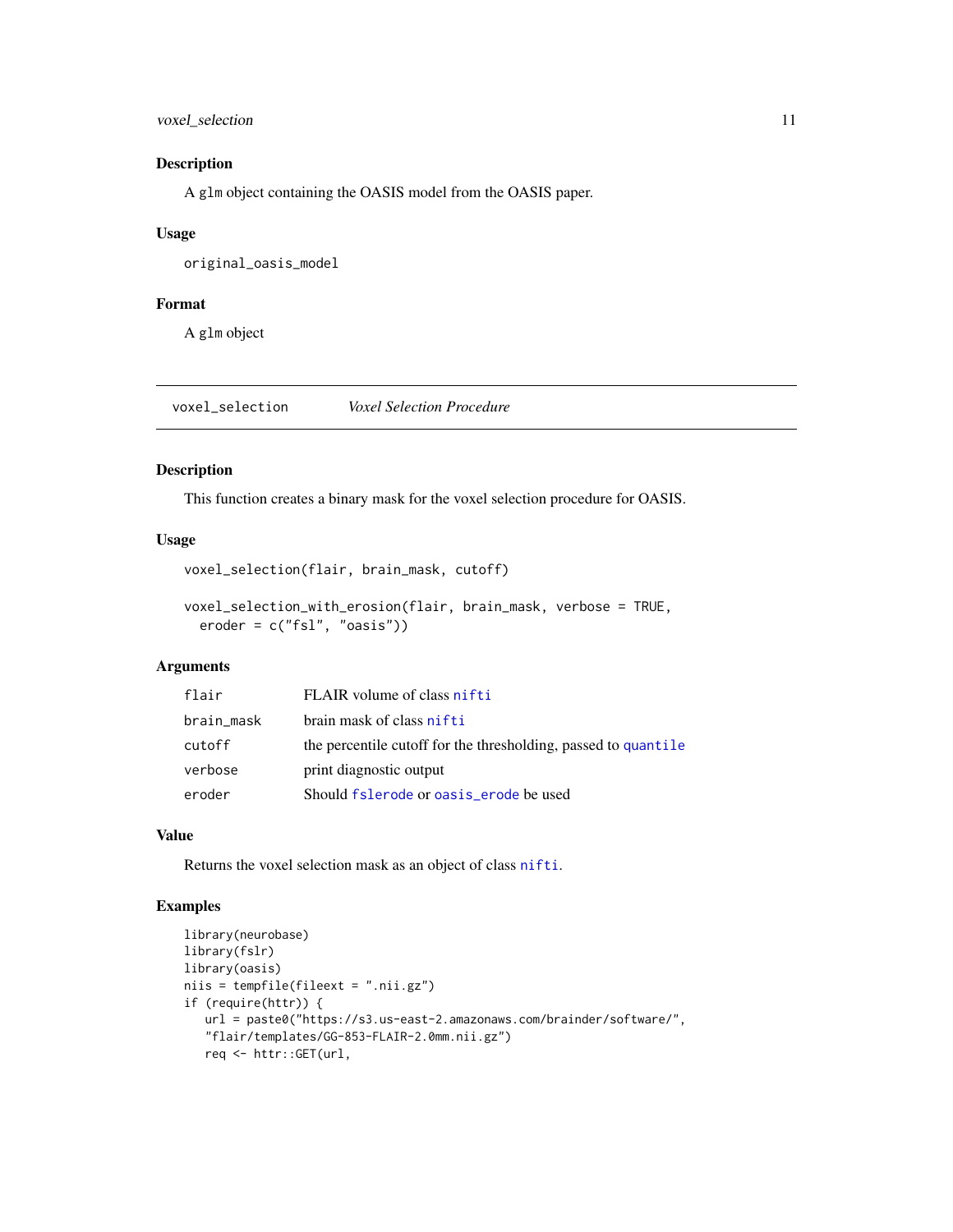### Description

A `glm` object containing the OASIS model from the OASIS paper.

### Usage

```
original_oasis_model
```

### Format

A `glm` object

---

## voxel_selection — *Voxel Selection Procedure*

---

### Description

This function creates a binary mask for the voxel selection procedure for OASIS.

### Usage

```
voxel_selection(flair, brain_mask, cutoff)

voxel_selection_with_erosion(flair, brain_mask, verbose = TRUE,
  eroder = c("fsl", "oasis"))
```

### Arguments

| | |
|---|---|
| `flair` | FLAIR volume of class `nifti` |
| `brain_mask` | brain mask of class `nifti` |
| `cutoff` | the percentile cutoff for the thresholding, passed to `quantile` |
| `verbose` | print diagnostic output |
| `eroder` | Should `fslerode` or `oasis_erode` be used |

### Value

Returns the voxel selection mask as an object of class `nifti`.

### Examples

```
library(neurobase)
library(fslr)
library(oasis)
niis = tempfile(fileext = ".nii.gz")
if (require(httr)) {
   url = paste0("https://s3.us-east-2.amazonaws.com/brainder/software/",
   "flair/templates/GG-853-FLAIR-2.0mm.nii.gz")
   req <- httr::GET(url,
```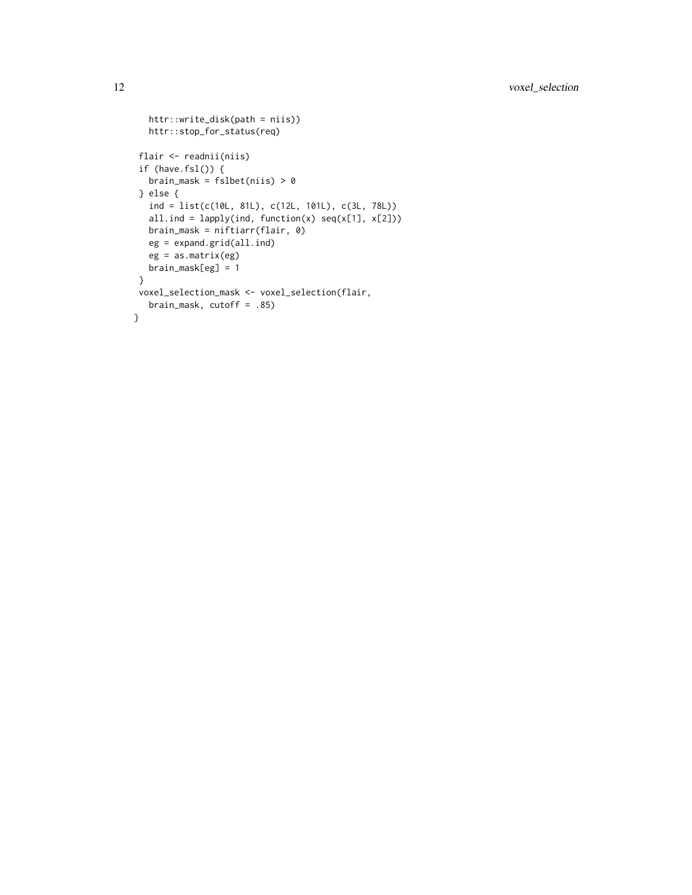```
    httr::write_disk(path = niis))
    httr::stop_for_status(req)

  flair <- readnii(niis)
  if (have.fsl()) {
    brain_mask = fslbet(niis) > 0
  } else {
    ind = list(c(10L, 81L), c(12L, 101L), c(3L, 78L))
    all.ind = lapply(ind, function(x) seq(x[1], x[2]))
    brain_mask = niftiarr(flair, 0)
    eg = expand.grid(all.ind)
    eg = as.matrix(eg)
    brain_mask[eg] = 1
  }
  voxel_selection_mask <- voxel_selection(flair,
    brain_mask, cutoff = .85)
}
```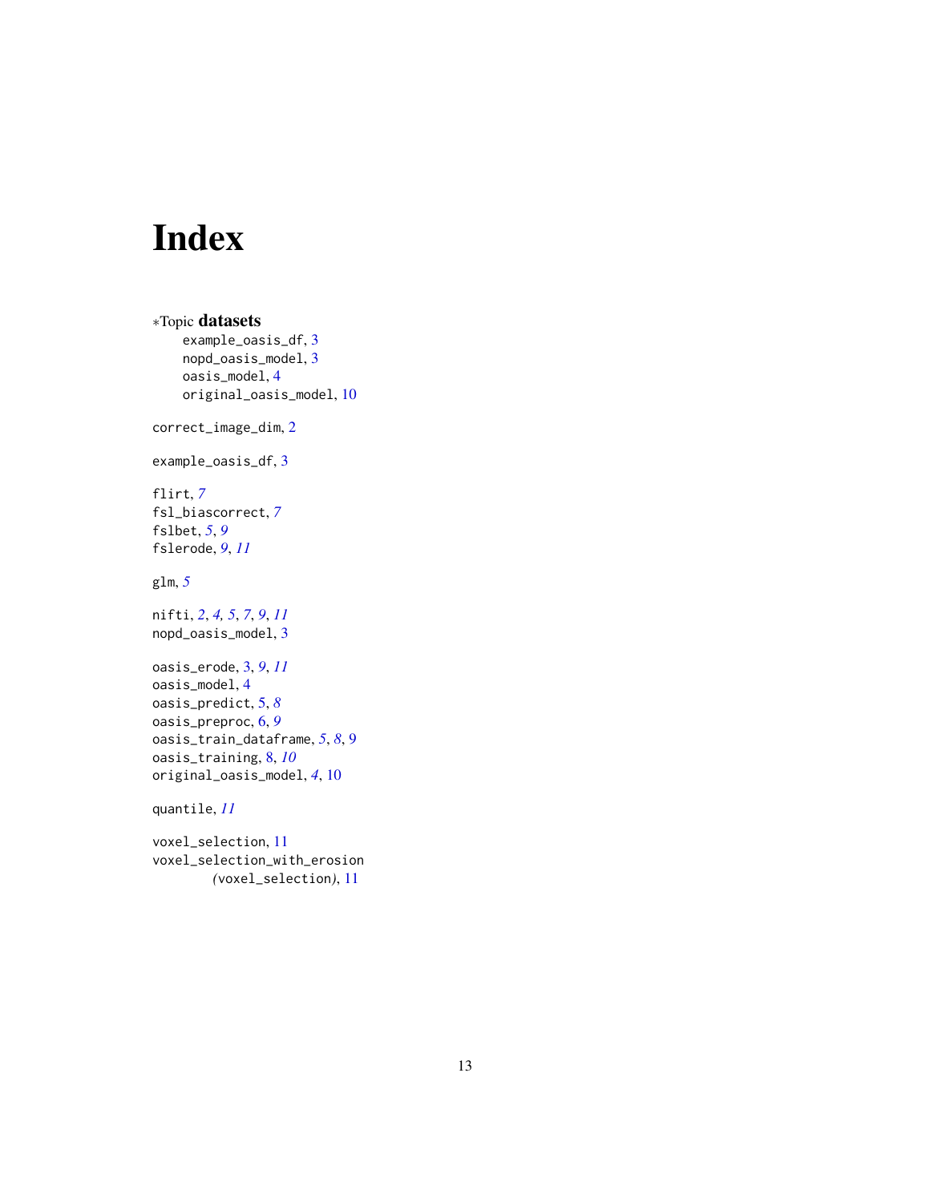# Index

*Topic **datasets**

- example_oasis_df, 3
- nopd_oasis_model, 3
- oasis_model, 4
- original_oasis_model, 10

correct_image_dim, 2

example_oasis_df, 3

flirt, *7*
fsl_biascorrect, *7*
fslbet, *5*, *9*
fslerode, *9*, *11*

glm, *5*

nifti, *2*, *4*, *5*, *7*, *9*, *11*
nopd_oasis_model, 3

oasis_erode, 3, *9*, *11*
oasis_model, 4
oasis_predict, 5, *8*
oasis_preproc, 6, *9*
oasis_train_dataframe, *5*, *8*, 9
oasis_training, 8, *10*
original_oasis_model, *4*, 10

quantile, *11*

voxel_selection, 11
voxel_selection_with_erosion
*(*voxel_selection*)*, 11